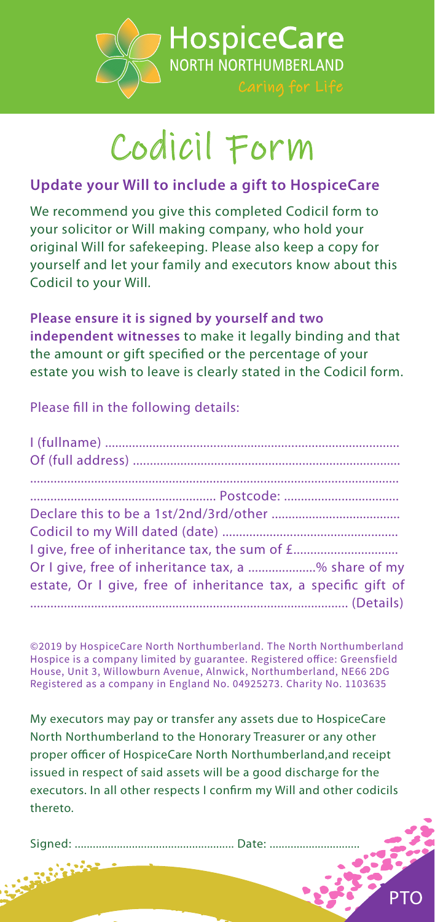**HospiceCare**
NORTH NORTHUMBERLAND
Caring for Life

# Codicil Form

## Update your Will to include a gift to HospiceCare

We recommend you give this completed Codicil form to your solicitor or Will making company, who hold your original Will for safekeeping. Please also keep a copy for yourself and let your family and executors know about this Codicil to your Will.

**Please ensure it is signed by yourself and two independent witnesses** to make it legally binding and that the amount or gift specified or the percentage of your estate you wish to leave is clearly stated in the Codicil form.

Please fill in the following details:

I (fullname) .......................................................................................
Of (full address) ..............................................................................
..............................................................................................................
...................................................... Postcode: ..................................
Declare this to be a 1st/2nd/3rd/other ......................................
Codicil to my Will dated (date) ....................................................
I give, free of inheritance tax, the sum of £...............................
Or I give, free of inheritance tax, a ....................% share of my estate, Or I give, free of inheritance tax, a specific gift of
............................................................................................ (Details)

©2019 by HospiceCare North Northumberland. The North Northumberland Hospice is a company limited by guarantee. Registered office: Greensfield House, Unit 3, Willowburn Avenue, Alnwick, Northumberland, NE66 2DG Registered as a company in England No. 04925273. Charity No. 1103635

My executors may pay or transfer any assets due to HospiceCare North Northumberland to the Honorary Treasurer or any other proper officer of HospiceCare North Northumberland,and receipt issued in respect of said assets will be a good discharge for the executors. In all other respects I confirm my Will and other codicils thereto.

Signed: .................................................... Date: .............................

PTO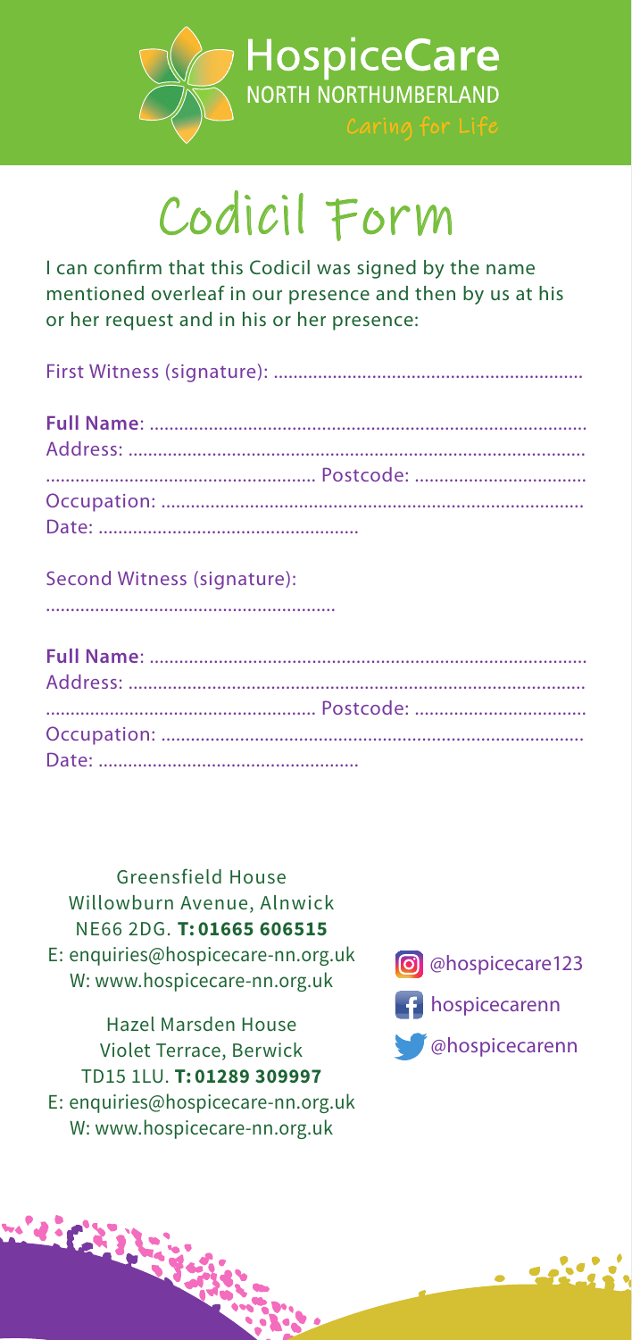HospiceCare
NORTH NORTHUMBERLAND
Caring for Life

# Codicil Form

I can confirm that this Codicil was signed by the name mentioned overleaf in our presence and then by us at his or her request and in his or her presence:

First Witness (signature): ..............................................................

**Full Name**: ........................................................................................
Address: ............................................................................................
...................................................... Postcode: ...................................
Occupation: .....................................................................................
Date: ....................................................

Second Witness (signature):
..........................................................

**Full Name**: ........................................................................................
Address: ............................................................................................
...................................................... Postcode: ...................................
Occupation: .....................................................................................
Date: ....................................................

Greensfield House
Willowburn Avenue, Alnwick
NE66 2DG. **T: 01665 606515**
E: enquiries@hospicecare-nn.org.uk
W: www.hospicecare-nn.org.uk

Hazel Marsden House
Violet Terrace, Berwick
TD15 1LU. **T: 01289 309997**
E: enquiries@hospicecare-nn.org.uk
W: www.hospicecare-nn.org.uk

@hospicecare123
hospicecarenn
@hospicecarenn